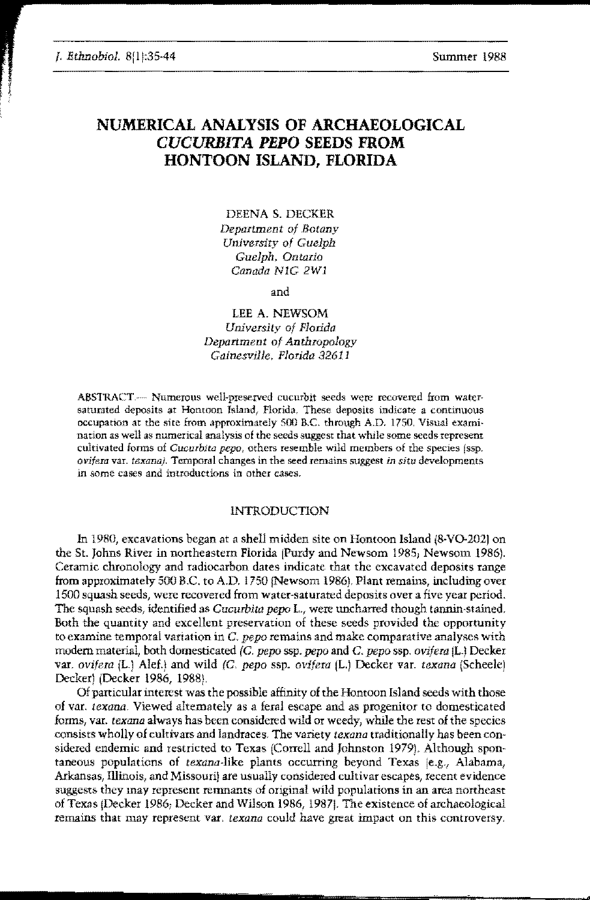# NUMERICAL ANALYSIS OF ARCHAEOLOGICAL *CUCURBITA PEPO* SEEDS FROM HONTOON ISLAND, FLORIDA

DEENA S. DECKER
*Department of Botany*
*University of Guelph*
*Guelph, Ontario*
*Canada N1G 2W1*

and

LEE A. NEWSOM
*University of Florida*
*Department of Anthropology*
*Gainesville, Florida 32611*

ABSTRACT.— Numerous well-preserved cucurbit seeds were recovered from water-saturated deposits at Hontoon Island, Florida. These deposits indicate a continuous occupation at the site from approximately 500 B.C. through A.D. 1750. Visual examination as well as numerical analysis of the seeds suggest that while some seeds represent cultivated forms of *Cucurbita pepo*, others resemble wild members of the species (ssp. *ovifera* var. *texana*). Temporal changes in the seed remains suggest *in situ* developments in some cases and introductions in other cases.

## INTRODUCTION

In 1980, excavations began at a shell midden site on Hontoon Island (8-VO-202) on the St. Johns River in northeastern Florida (Purdy and Newsom 1985; Newsom 1986). Ceramic chronology and radiocarbon dates indicate that the excavated deposits range from approximately 500 B.C. to A.D. 1750 (Newsom 1986). Plant remains, including over 1500 squash seeds, were recovered from water-saturated deposits over a five year period. The squash seeds, identified as *Cucurbita pepo* L., were uncharred though tannin-stained. Both the quantity and excellent preservation of these seeds provided the opportunity to examine temporal variation in *C. pepo* remains and make comparative analyses with modern material, both domesticated (*C. pepo* ssp. *pepo* and *C. pepo* ssp. *ovifera* (L.) Decker var. *ovifera* (L.) Alef.) and wild (*C. pepo* ssp. *ovifera* (L.) Decker var. *texana* (Scheele) Decker) (Decker 1986, 1988).

Of particular interest was the possible affinity of the Hontoon Island seeds with those of var. *texana*. Viewed alternately as a feral escape and as progenitor to domesticated forms, var. *texana* always has been considered wild or weedy, while the rest of the species consists wholly of cultivars and landraces. The variety *texana* traditionally has been considered endemic and restricted to Texas (Correll and Johnston 1979). Although spontaneous populations of *texana*-like plants occurring beyond Texas (e.g., Alabama, Arkansas, Illinois, and Missouri) are usually considered cultivar escapes, recent evidence suggests they may represent remnants of original wild populations in an area northeast of Texas (Decker 1986; Decker and Wilson 1986, 1987). The existence of archaeological remains that may represent var. *texana* could have great impact on this controversy.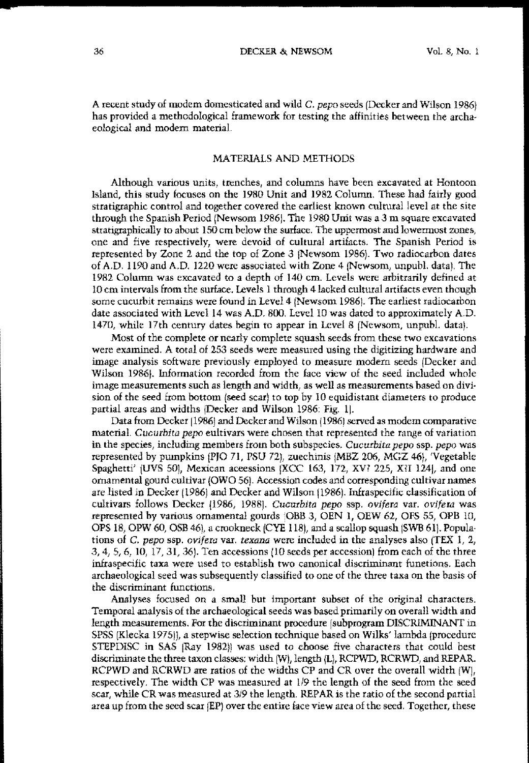A recent study of modern domesticated and wild *C. pepo* seeds (Decker and Wilson 1986) has provided a methodological framework for testing the affinities between the archaeological and modern material.

## MATERIALS AND METHODS

Although various units, trenches, and columns have been excavated at Hontoon Island, this study focuses on the 1980 Unit and 1982 Column. These had fairly good stratigraphic control and together covered the earliest known cultural level at the site through the Spanish Period (Newsom 1986). The 1980 Unit was a 3 m square excavated stratigraphically to about 150 cm below the surface. The uppermost and lowermost zones, one and five respectively, were devoid of cultural artifacts. The Spanish Period is represented by Zone 2 and the top of Zone 3 (Newsom 1986). Two radiocarbon dates of A.D. 1190 and A.D. 1220 were associated with Zone 4 (Newsom, unpubl. data). The 1982 Column was excavated to a depth of 140 cm. Levels were arbitrarily defined at 10 cm intervals from the surface. Levels 1 through 4 lacked cultural artifacts even though some cucurbit remains were found in Level 4 (Newsom 1986). The earliest radiocarbon date associated with Level 14 was A.D. 800. Level 10 was dated to approximately A.D. 1470, while 17th century dates begin to appear in Level 8 (Newsom, unpubl. data).

Most of the complete or nearly complete squash seeds from these two excavations were examined. A total of 253 seeds were measured using the digitizing hardware and image analysis software previously employed to measure modern seeds (Decker and Wilson 1986). Information recorded from the face view of the seed included whole image measurements such as length and width, as well as measurements based on division of the seed from bottom (seed scar) to top by 10 equidistant diameters to produce partial areas and widths (Decker and Wilson 1986: Fig. 1).

Data from Decker (1986) and Decker and Wilson (1986) served as modern comparative material. *Cucurbita pepo* cultivars were chosen that represented the range of variation in the species, including members from both subspecies. *Cucurbita pepo* ssp. *pepo* was represented by pumpkins (PJO 71, PSU 72), zucchinis (MBZ 206, MGZ 46), 'Vegetable Spaghetti' (UVS 50), Mexican accessions (XCC 163, 172, XV? 225, X?I 124), and one ornamental gourd cultivar (OWO 56). Accession codes and corresponding cultivar names are listed in Decker (1986) and Decker and Wilson (1986). Infraspecific classification of cultivars follows Decker (1986, 1988). *Cucurbita pepo* ssp. *ovifera* var. *ovifera* was represented by various ornamental gourds (OBB 3, OEN 1, OEW 62, OFS 55, OPB 10, OPS 18, OPW 60, OSB 46), a crookneck (CYE 118), and a scallop squash (SWB 61). Populations of *C. pepo* ssp. *ovifera* var. *texana* were included in the analyses also (TEX 1, 2, 3, 4, 5, 6, 10, 17, 31, 36). Ten accessions (10 seeds per accession) from each of the three infraspecific taxa were used to establish two canonical discriminant functions. Each archaeological seed was subsequently classified to one of the three taxa on the basis of the discriminant functions.

Analyses focused on a small but important subset of the original characters. Temporal analysis of the archaeological seeds was based primarily on overall width and length measurements. For the discriminant procedure (subprogram DISCRIMINANT in SPSS [Klecka 1975]), a stepwise selection technique based on Wilks' lambda (procedure STEPDISC in SAS [Ray 1982]) was used to choose five characters that could best discriminate the three taxon classes: width (W), length (L), RCPWD, RCRWD, and REPAR. RCPWD and RCRWD are ratios of the widths CP and CR over the overall width (W), respectively. The width CP was measured at 1/9 the length of the seed from the seed scar, while CR was measured at 3/9 the length. REPAR is the ratio of the second partial area up from the seed scar (EP) over the entire face view area of the seed. Together, these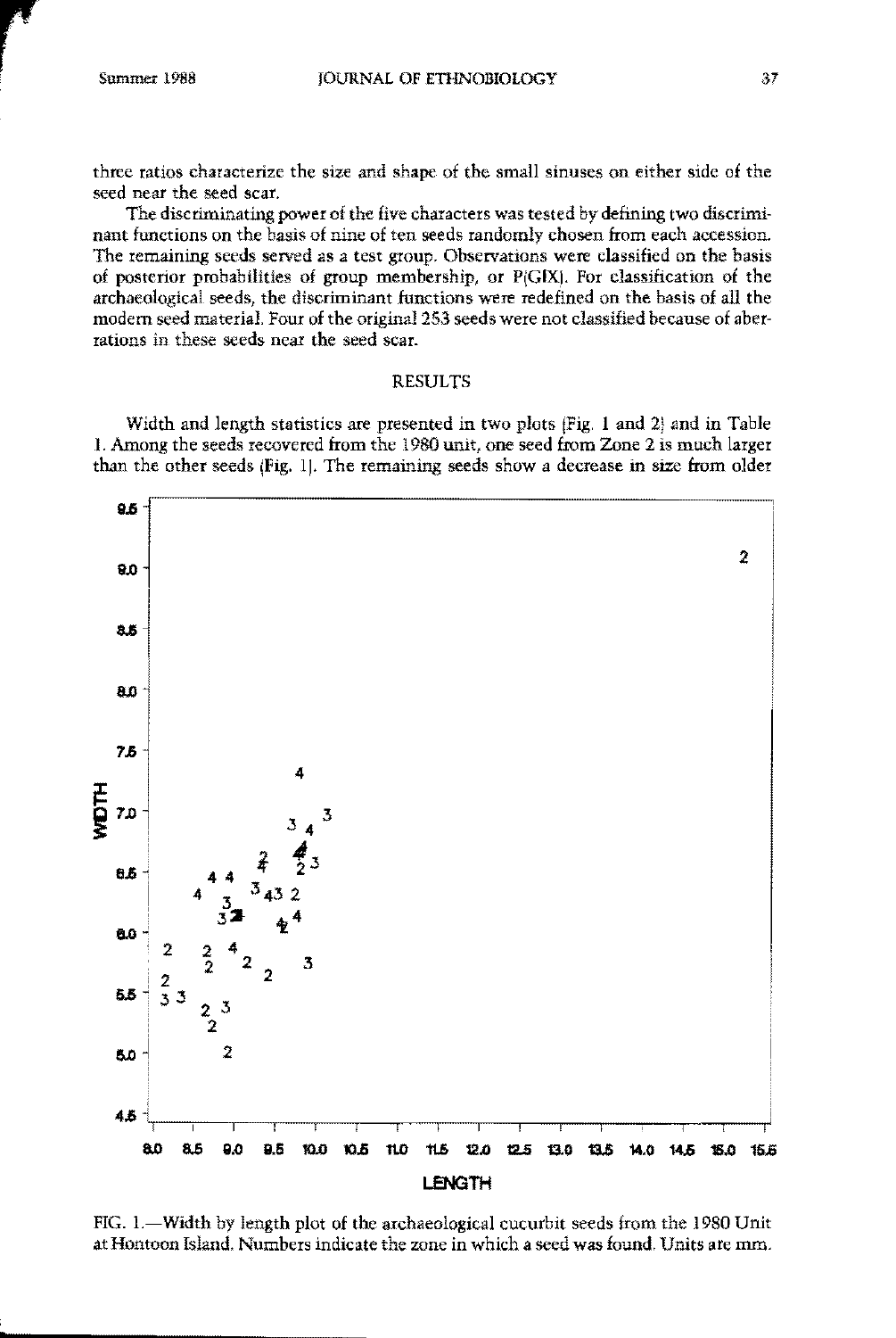three ratios characterize the size and shape of the small sinuses on either side of the seed near the seed scar.

The discriminating power of the five characters was tested by defining two discriminant functions on the basis of nine of ten seeds randomly chosen from each accession. The remaining seeds served as a test group. Observations were classified on the basis of posterior probabilities of group membership, or P(G|X). For classification of the archaeological seeds, the discriminant functions were redefined on the basis of all the modern seed material. Four of the original 253 seeds were not classified because of aberrations in these seeds near the seed scar.

## RESULTS

Width and length statistics are presented in two plots (Fig. 1 and 2) and in Table 1. Among the seeds recovered from the 1980 unit, one seed from Zone 2 is much larger than the other seeds (Fig. 1). The remaining seeds show a decrease in size from older

FIG. 1.—Width by length plot of the archaeological cucurbit seeds from the 1980 Unit at Hontoon Island. Numbers indicate the zone in which a seed was found. Units are mm.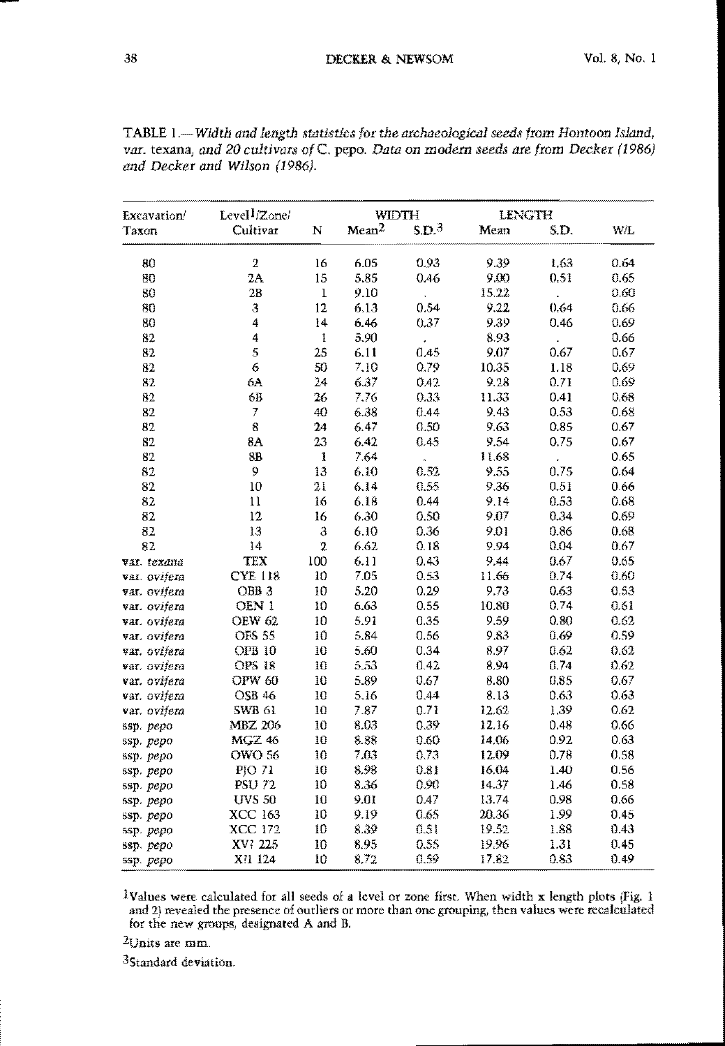TABLE 1.—*Width and length statistics for the archaeological seeds from Hontoon Island, var.* texana, *and 20 cultivars of* C. pepo. *Data on modern seeds are from Decker (1986) and Decker and Wilson (1986).*

| Excavation/ Taxon | Level[1]/Zone/ Cultivar | N | WIDTH Mean[2] | S.D.[3] | LENGTH Mean | S.D. | W/L |
|---|---|---|---|---|---|---|---|
| 80 | 2 | 16 | 6.05 | 0.93 | 9.39 | 1.63 | 0.64 |
| 80 | 2A | 15 | 5.85 | 0.46 | 9.00 | 0.51 | 0.65 |
| 80 | 2B | 1 | 9.10 | . | 15.22 | . | 0.60 |
| 80 | 3 | 12 | 6.13 | 0.54 | 9.22 | 0.64 | 0.66 |
| 80 | 4 | 14 | 6.46 | 0.37 | 9.39 | 0.46 | 0.69 |
| 82 | 4 | 1 | 5.90 | . | 8.93 | . | 0.66 |
| 82 | 5 | 25 | 6.11 | 0.45 | 9.07 | 0.67 | 0.67 |
| 82 | 6 | 50 | 7.10 | 0.79 | 10.35 | 1.18 | 0.69 |
| 82 | 6A | 24 | 6.37 | 0.42 | 9.28 | 0.71 | 0.69 |
| 82 | 6B | 26 | 7.76 | 0.33 | 11.33 | 0.41 | 0.68 |
| 82 | 7 | 40 | 6.38 | 0.44 | 9.43 | 0.53 | 0.68 |
| 82 | 8 | 24 | 6.47 | 0.50 | 9.63 | 0.85 | 0.67 |
| 82 | 8A | 23 | 6.42 | 0.45 | 9.54 | 0.75 | 0.67 |
| 82 | 8B | 1 | 7.64 | . | 11.68 | . | 0.65 |
| 82 | 9 | 13 | 6.10 | 0.52 | 9.55 | 0.75 | 0.64 |
| 82 | 10 | 21 | 6.14 | 0.55 | 9.36 | 0.51 | 0.66 |
| 82 | 11 | 16 | 6.18 | 0.44 | 9.14 | 0.53 | 0.68 |
| 82 | 12 | 16 | 6.30 | 0.50 | 9.07 | 0.34 | 0.69 |
| 82 | 13 | 3 | 6.10 | 0.36 | 9.01 | 0.86 | 0.68 |
| 82 | 14 | 2 | 6.62 | 0.18 | 9.94 | 0.04 | 0.67 |
| var. *texana* | TEX | 100 | 6.11 | 0.43 | 9.44 | 0.67 | 0.65 |
| var. *ovifera* | CYE 118 | 10 | 7.05 | 0.53 | 11.66 | 0.74 | 0.60 |
| var. *ovifera* | OBB 3 | 10 | 5.20 | 0.29 | 9.73 | 0.63 | 0.53 |
| var. *ovifera* | OEN 1 | 10 | 6.63 | 0.55 | 10.80 | 0.74 | 0.61 |
| var. *ovifera* | OEW 62 | 10 | 5.91 | 0.35 | 9.59 | 0.80 | 0.62 |
| var. *ovifera* | OFS 55 | 10 | 5.84 | 0.56 | 9.83 | 0.69 | 0.59 |
| var. *ovifera* | OPB 10 | 10 | 5.60 | 0.34 | 8.97 | 0.62 | 0.62 |
| var. *ovifera* | OPS 18 | 10 | 5.53 | 0.42 | 8.94 | 0.74 | 0.62 |
| var. *ovifera* | OPW 60 | 10 | 5.89 | 0.67 | 8.80 | 0.85 | 0.67 |
| var. *ovifera* | OSB 46 | 10 | 5.16 | 0.44 | 8.13 | 0.63 | 0.63 |
| var. *ovifera* | SWB 61 | 10 | 7.87 | 0.71 | 12.62 | 1.39 | 0.62 |
| ssp. *pepo* | MBZ 206 | 10 | 8.03 | 0.39 | 12.16 | 0.48 | 0.66 |
| ssp. *pepo* | MGZ 46 | 10 | 8.88 | 0.60 | 14.06 | 0.92 | 0.63 |
| ssp. *pepo* | OWO 56 | 10 | 7.03 | 0.73 | 12.09 | 0.78 | 0.58 |
| ssp. *pepo* | PJO 71 | 10 | 8.98 | 0.81 | 16.04 | 1.40 | 0.56 |
| ssp. *pepo* | PSU 72 | 10 | 8.36 | 0.90 | 14.37 | 1.46 | 0.58 |
| ssp. *pepo* | UVS 50 | 10 | 9.01 | 0.47 | 13.74 | 0.98 | 0.66 |
| ssp. *pepo* | XCC 163 | 10 | 9.19 | 0.65 | 20.36 | 1.99 | 0.45 |
| ssp. *pepo* | XCC 172 | 10 | 8.39 | 0.51 | 19.52 | 1.88 | 0.43 |
| ssp. *pepo* | XV? 225 | 10 | 8.95 | 0.55 | 19.96 | 1.31 | 0.45 |
| ssp. *pepo* | XI1 124 | 10 | 8.72 | 0.59 | 17.82 | 0.83 | 0.49 |

[1]Values were calculated for all seeds of a level or zone first. When width x length plots (Fig. 1 and 2) revealed the presence of outliers or more than one grouping, then values were recalculated for the new groups, designated A and B.

[2]Units are mm.

[3]Standard deviation.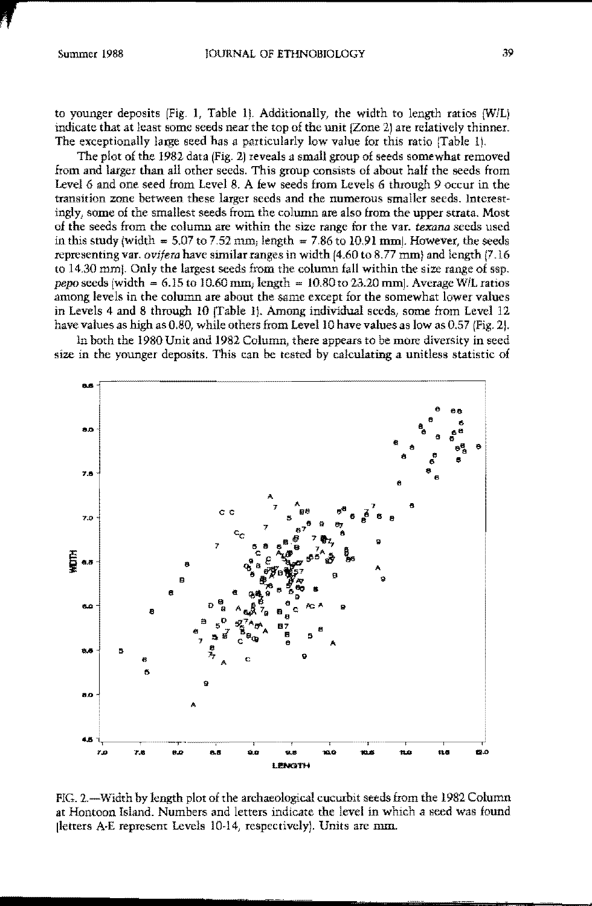to younger deposits (Fig. 1, Table 1). Additionally, the width to length ratios (W/L) indicate that at least some seeds near the top of the unit (Zone 2) are relatively thinner. The exceptionally large seed has a particularly low value for this ratio (Table 1).

The plot of the 1982 data (Fig. 2) reveals a small group of seeds somewhat removed from and larger than all other seeds. This group consists of about half the seeds from Level 6 and one seed from Level 8. A few seeds from Levels 6 through 9 occur in the transition zone between these larger seeds and the numerous smaller seeds. Interestingly, some of the smallest seeds from the column are also from the upper strata. Most of the seeds from the column are within the size range for the var. *texana* seeds used in this study (width = 5.07 to 7.52 mm; length = 7.86 to 10.91 mm). However, the seeds representing var. *ovifera* have similar ranges in width (4.60 to 8.77 mm) and length (7.16 to 14.30 mm). Only the largest seeds from the column fall within the size range of ssp. *pepo* seeds (width = 6.15 to 10.60 mm; length = 10.80 to 23.20 mm). Average W/L ratios among levels in the column are about the same except for the somewhat lower values in Levels 4 and 8 through 10 (Table 1). Among individual seeds, some from Level 12 have values as high as 0.80, while others from Level 10 have values as low as 0.57 (Fig. 2).

In both the 1980 Unit and 1982 Column, there appears to be more diversity in seed size in the younger deposits. This can be tested by calculating a unitless statistic of

FIG. 2.—Width by length plot of the archaeological cucurbit seeds from the 1982 Column at Hontoon Island. Numbers and letters indicate the level in which a seed was found (letters A-E represent Levels 10-14, respectively). Units are mm.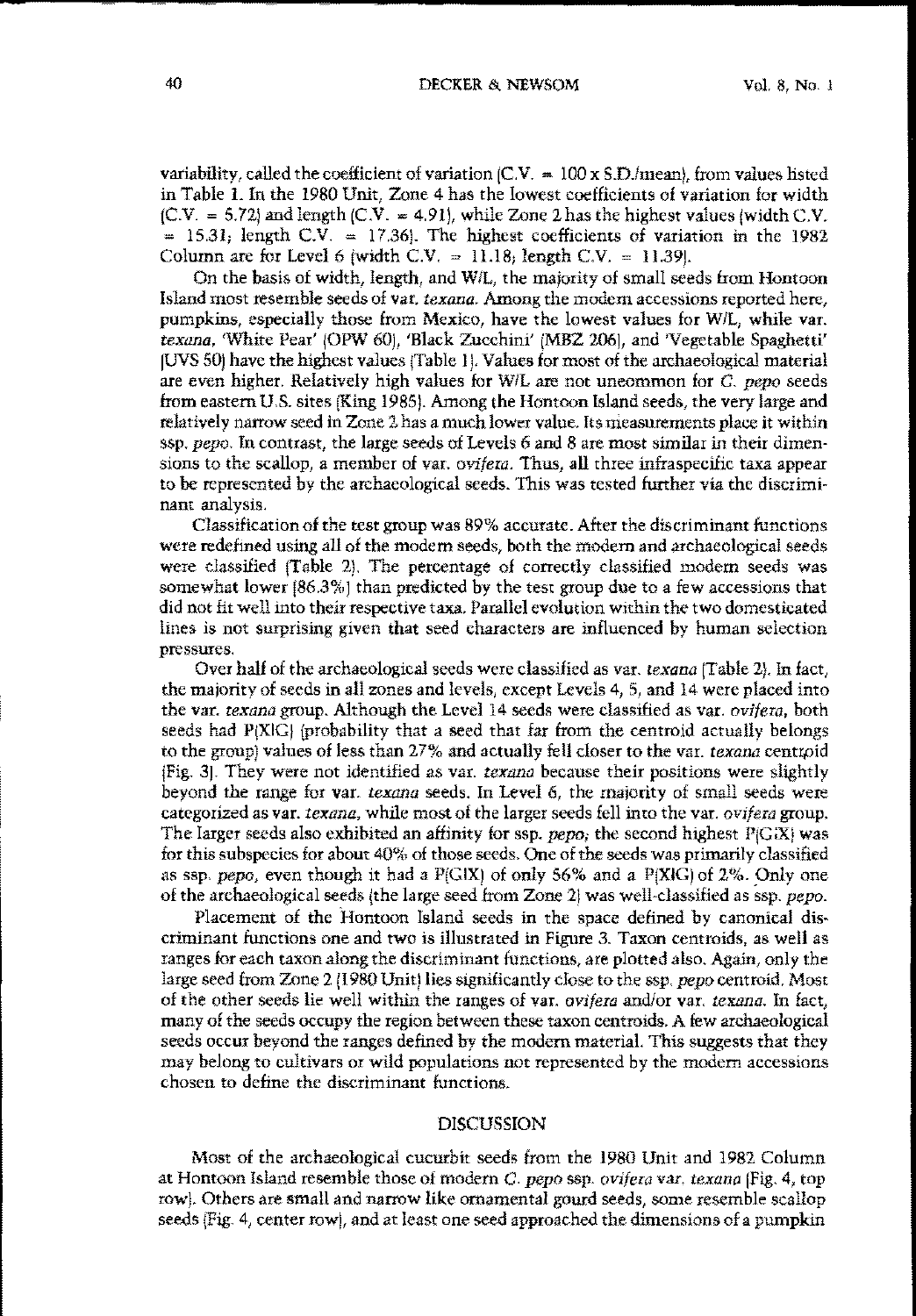variability, called the coefficient of variation (C.V. = 100 x S.D./mean), from values listed in Table 1. In the 1980 Unit, Zone 4 has the lowest coefficients of variation for width (C.V. = 5.72) and length (C.V. = 4.91), while Zone 2 has the highest values (width C.V. = 15.31; length C.V. = 17.36). The highest coefficients of variation in the 1982 Column are for Level 6 (width C.V. = 11.18; length C.V. = 11.39).

On the basis of width, length, and W/L, the majority of small seeds from Hontoon Island most resemble seeds of var. *texana*. Among the modern accessions reported here, pumpkins, especially those from Mexico, have the lowest values for W/L, while var. *texana*, 'White Pear' (OPW 60), 'Black Zucchini' (MBZ 206), and 'Vegetable Spaghetti' (UVS 50) have the highest values (Table 1). Values for most of the archaeological material are even higher. Relatively high values for W/L are not uncommon for *C. pepo* seeds from eastern U.S. sites (King 1985). Among the Hontoon Island seeds, the very large and relatively narrow seed in Zone 2 has a much lower value. Its measurements place it within ssp. *pepo*. In contrast, the large seeds of Levels 6 and 8 are most similar in their dimensions to the scallop, a member of var. *ovifera*. Thus, all three infraspecific taxa appear to be represented by the archaeological seeds. This was tested further via the discriminant analysis.

Classification of the test group was 89% accurate. After the discriminant functions were redefined using all of the modern seeds, both the modern and archaeological seeds were classified (Table 2). The percentage of correctly classified modern seeds was somewhat lower (86.3%) than predicted by the test group due to a few accessions that did not fit well into their respective taxa. Parallel evolution within the two domesticated lines is not surprising given that seed characters are influenced by human selection pressures.

Over half of the archaeological seeds were classified as var. *texana* (Table 2). In fact, the majority of seeds in all zones and levels, except Levels 4, 5, and 14 were placed into the var. *texana* group. Although the Level 14 seeds were classified as var. *ovifera*, both seeds had P(X|G) (probability that a seed that far from the centroid actually belongs to the group) values of less than 27% and actually fell closer to the var. *texana* centroid (Fig. 3). They were not identified as var. *texana* because their positions were slightly beyond the range for var. *texana* seeds. In Level 6, the majority of small seeds were categorized as var. *texana*, while most of the larger seeds fell into the var. *ovifera* group. The larger seeds also exhibited an affinity for ssp. *pepo*; the second highest P(G|X) was for this subspecies for about 40% of those seeds. One of the seeds was primarily classified as ssp. *pepo*, even though it had a P(G|X) of only 56% and a P(X|G) of 2%. Only one of the archaeological seeds (the large seed from Zone 2) was well-classified as ssp. *pepo*.

Placement of the Hontoon Island seeds in the space defined by canonical discriminant functions one and two is illustrated in Figure 3. Taxon centroids, as well as ranges for each taxon along the discriminant functions, are plotted also. Again, only the large seed from Zone 2 (1980 Unit) lies significantly close to the ssp. *pepo* centroid. Most of the other seeds lie well within the ranges of var. *ovifera* and/or var. *texana*. In fact, many of the seeds occupy the region between these taxon centroids. A few archaeological seeds occur beyond the ranges defined by the modern material. This suggests that they may belong to cultivars or wild populations not represented by the modern accessions chosen to define the discriminant functions.

## DISCUSSION

Most of the archaeological cucurbit seeds from the 1980 Unit and 1982 Column at Hontoon Island resemble those of modern *C. pepo* ssp. *ovifera* var. *texana* (Fig. 4, top row). Others are small and narrow like ornamental gourd seeds, some resemble scallop seeds (Fig. 4, center row), and at least one seed approached the dimensions of a pumpkin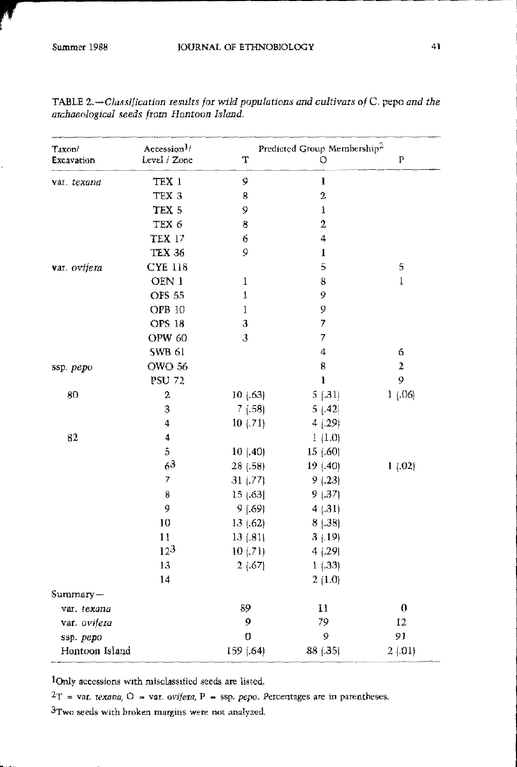TABLE 2.—*Classification results for wild populations and cultivars of* C. pepo *and the archaeological seeds from Hontoon Island.*

| Taxon/ Excavation | Accession[1]/ Level / Zone | Predicted Group Membership[2] | | |
|---|---|---|---|---|
| | | T | O | P |
| var. *texana* | TEX 1 | 9 | 1 | |
| | TEX 3 | 8 | 2 | |
| | TEX 5 | 9 | 1 | |
| | TEX 6 | 8 | 2 | |
| | TEX 17 | 6 | 4 | |
| | TEX 36 | 9 | 1 | |
| var. *ovifera* | CYE 118 | | 5 | 5 |
| | OEN 1 | 1 | 8 | 1 |
| | OFS 55 | 1 | 9 | |
| | OPB 10 | 1 | 9 | |
| | OPS 18 | 3 | 7 | |
| | OPW 60 | 3 | 7 | |
| | SWB 61 | | 4 | 6 |
| ssp. *pepo* | OWO 56 | | 8 | 2 |
| | PSU 72 | | 1 | 9 |
| 80 | 2 | 10 (.63) | 5 (.31) | 1 (.06) |
| | 3 | 7 (.58) | 5 (.42) | |
| | 4 | 10 (.71) | 4 (.29) | |
| 82 | 4 | | 1 (1.0) | |
| | 5 | 10 (.40) | 15 (.60) | |
| | 6[3] | 28 (.58) | 19 (.40) | 1 (.02) |
| | 7 | 31 (.77) | 9 (.23) | |
| | 8 | 15 (.63) | 9 (.37) | |
| | 9 | 9 (.69) | 4 (.31) | |
| | 10 | 13 (.62) | 8 (.38) | |
| | 11 | 13 (.81) | 3 (.19) | |
| | 12[3] | 10 (.71) | 4 (.29) | |
| | 13 | 2 (.67) | 1 (.33) | |
| | 14 | | 2 (1.0) | |
| Summary— | | | | |
| var. *texana* | | 89 | 11 | 0 |
| var. *ovifera* | | 9 | 79 | 12 |
| ssp. *pepo* | | 0 | 9 | 91 |
| Hontoon Island | | 159 (.64) | 88 (.35) | 2 (.01) |

[1]Only accessions with misclassified seeds are listed.

[2]T = var. *texana*, O = var. *ovifera*, P = ssp. *pepo*. Percentages are in parentheses.

[3]Two seeds with broken margins were not analyzed.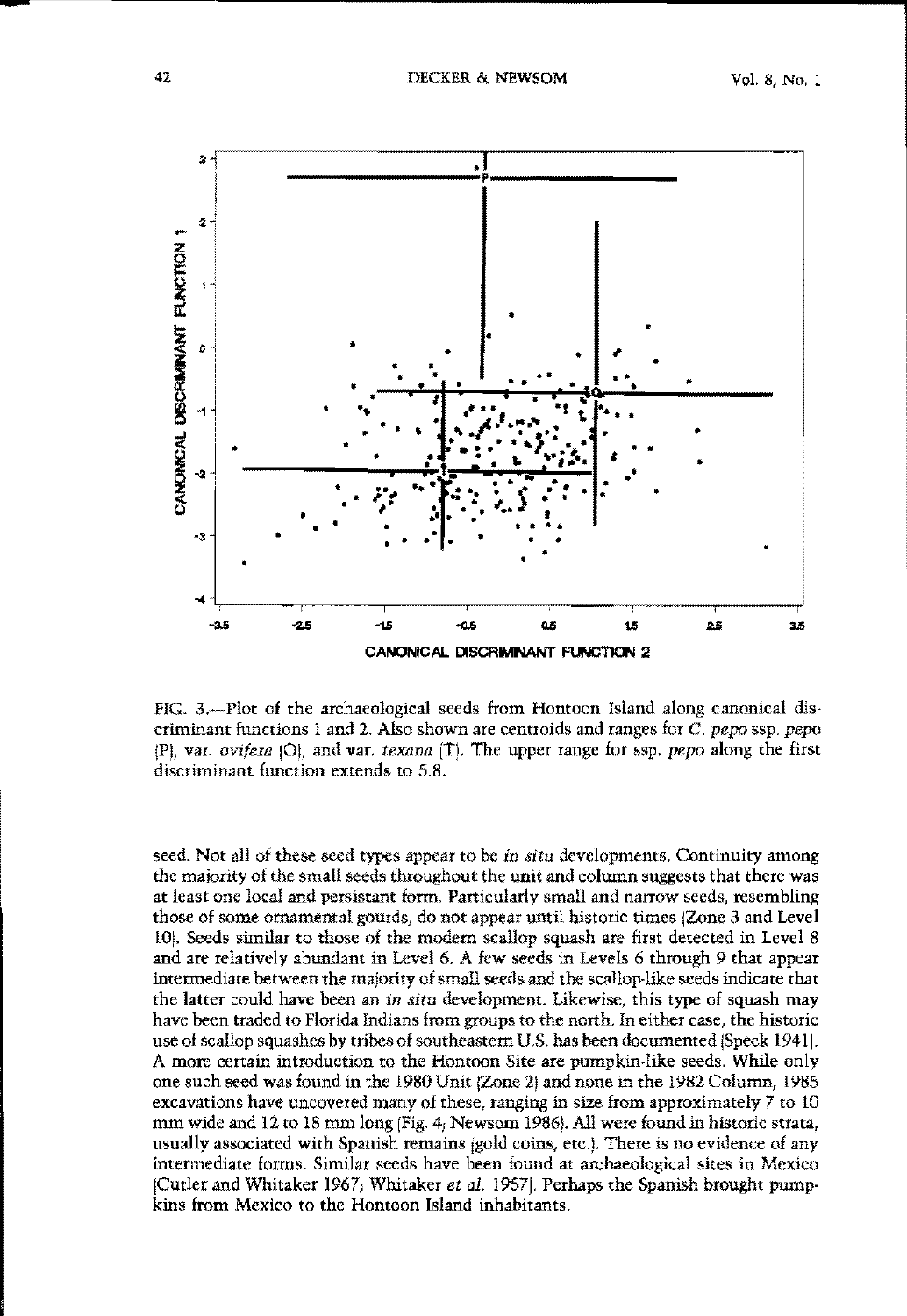FIG. 3.—Plot of the archaeological seeds from Hontoon Island along canonical discriminant functions 1 and 2. Also shown are centroids and ranges for *C. pepo* ssp. *pepo* (P), var. *ovifera* (O), and var. *texana* (T). The upper range for ssp. *pepo* along the first discriminant function extends to 5.8.

seed. Not all of these seed types appear to be *in situ* developments. Continuity among the majority of the small seeds throughout the unit and column suggests that there was at least one local and persistant form. Particularly small and narrow seeds, resembling those of some ornamental gourds, do not appear until historic times (Zone 3 and Level 10). Seeds similar to those of the modern scallop squash are first detected in Level 8 and are relatively abundant in Level 6. A few seeds in Levels 6 through 9 that appear intermediate between the majority of small seeds and the scallop-like seeds indicate that the latter could have been an *in situ* development. Likewise, this type of squash may have been traded to Florida Indians from groups to the north. In either case, the historic use of scallop squashes by tribes of southeastern U.S. has been documented (Speck 1941). A more certain introduction to the Hontoon Site are pumpkin-like seeds. While only one such seed was found in the 1980 Unit (Zone 2) and none in the 1982 Column, 1985 excavations have uncovered many of these, ranging in size from approximately 7 to 10 mm wide and 12 to 18 mm long (Fig. 4; Newsom 1986). All were found in historic strata, usually associated with Spanish remains (gold coins, etc.). There is no evidence of any intermediate forms. Similar seeds have been found at archaeological sites in Mexico (Cutler and Whitaker 1967; Whitaker *et al.* 1957). Perhaps the Spanish brought pumpkins from Mexico to the Hontoon Island inhabitants.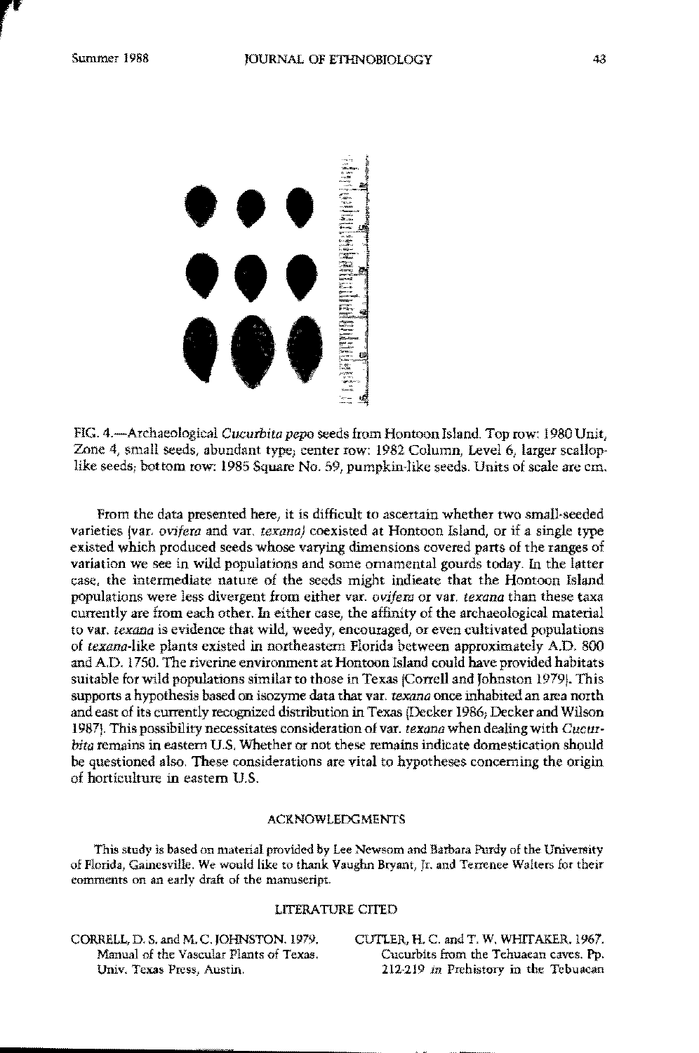FIG. 4.—Archaeological *Cucurbita pepo* seeds from Hontoon Island. Top row: 1980 Unit, Zone 4, small seeds, abundant type; center row: 1982 Column, Level 6, larger scallop-like seeds; bottom row: 1985 Square No. 59, pumpkin-like seeds. Units of scale are cm.

From the data presented here, it is difficult to ascertain whether two small-seeded varieties (var. *ovifera* and var. *texana*) coexisted at Hontoon Island, or if a single type existed which produced seeds whose varying dimensions covered parts of the ranges of variation we see in wild populations and some ornamental gourds today. In the latter case, the intermediate nature of the seeds might indicate that the Hontoon Island populations were less divergent from either var. *ovifera* or var. *texana* than these taxa currently are from each other. In either case, the affinity of the archaeological material to var. *texana* is evidence that wild, weedy, encouraged, or even cultivated populations of *texana*-like plants existed in northeastern Florida between approximately A.D. 800 and A.D. 1750. The riverine environment at Hontoon Island could have provided habitats suitable for wild populations similar to those in Texas (Correll and Johnston 1979). This supports a hypothesis based on isozyme data that var. *texana* once inhabited an area north and east of its currently recognized distribution in Texas (Decker 1986; Decker and Wilson 1987). This possibility necessitates consideration of var. *texana* when dealing with *Cucurbita* remains in eastern U.S. Whether or not these remains indicate domestication should be questioned also. These considerations are vital to hypotheses concerning the origin of horticulture in eastern U.S.

## ACKNOWLEDGMENTS

This study is based on material provided by Lee Newsom and Barbara Purdy of the University of Florida, Gainesville. We would like to thank Vaughn Bryant, Jr. and Terrence Walters for their comments on an early draft of the manuscript.

## LITERATURE CITED

CORRELL, D. S. and M. C. JOHNSTON. 1979. Manual of the Vascular Plants of Texas. Univ. Texas Press, Austin.

CUTLER, H. C. and T. W. WHITAKER. 1967. Cucurbits from the Tehuacan caves. Pp. 212-219 *in* Prehistory in the Tehuacan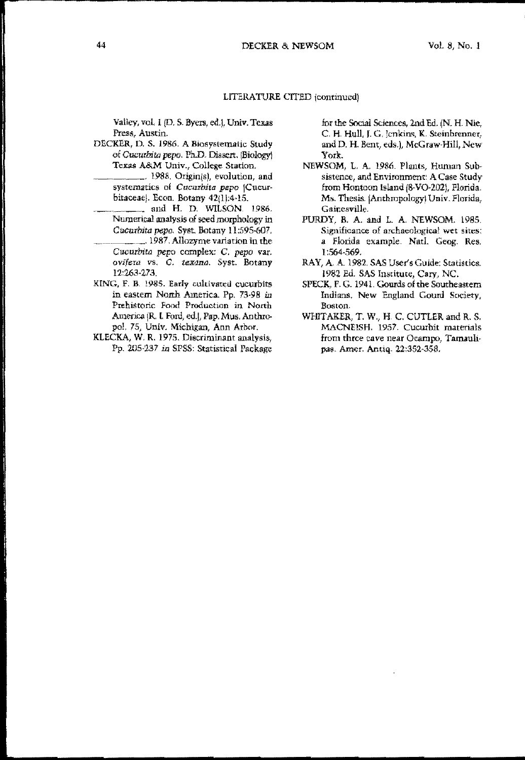LITERATURE CITED (continued)

Valley, vol. 1 (D. S. Byers, ed.), Univ. Texas Press, Austin.

DECKER, D. S. 1986. A Biosystematic Study of *Cucurbita pepo*. Ph.D. Dissert. (Biology) Texas A&M Univ., College Station.

\_\_\_\_\_\_\_\_\_\_. 1988. Origin(s), evolution, and systematics of *Cucurbita pepo* (Cucurbitaceae). Econ. Botany 42(1):4-15.

\_\_\_\_\_\_\_\_\_\_ and H. D. WILSON. 1986. Numerical analysis of seed morphology in *Cucurbita pepo*. Syst. Botany 11:595-607.

\_\_\_\_\_\_\_\_\_\_. 1987. Allozyme variation in the *Cucurbita pepo* complex: *C. pepo* var. *ovifera* vs. *C. texana*. Syst. Botany 12:263-273.

KING, F. B. 1985. Early cultivated cucurbits in eastern North America. Pp. 73-98 *in* Prehistoric Food Production in North America (R. I. Ford, ed.), Pap. Mus. Anthropol. 75, Univ. Michigan, Ann Arbor.

KLECKA, W. R. 1975. Discriminant analysis, Pp. 205-237 *in* SPSS: Statistical Package for the Social Sciences, 2nd Ed. (N. H. Nie, C. H. Hull, J. G. Jenkins, K. Steinbrenner, and D. H. Bent, eds.), McGraw-Hill, New York.

NEWSOM, L. A. 1986. Plants, Human Subsistence, and Environment: A Case Study from Hontoon Island (8-VO-202), Florida. Ms. Thesis. (Anthropology) Univ. Florida, Gainesville.

PURDY, B. A. and L. A. NEWSOM. 1985. Significance of archaeological wet sites: a Florida example. Natl. Geog. Res. 1:564-569.

RAY, A. A. 1982. SAS User's Guide: Statistics. 1982 Ed. SAS Institute, Cary, NC.

SPECK, F. G. 1941. Gourds of the Southeastern Indians. New England Gourd Society, Boston.

WHITAKER, T. W., H. C. CUTLER and R. S. MACNEISH. 1957. Cucurbit materials from three cave near Ocampo, Tamaulipas. Amer. Antiq. 22:352-358.